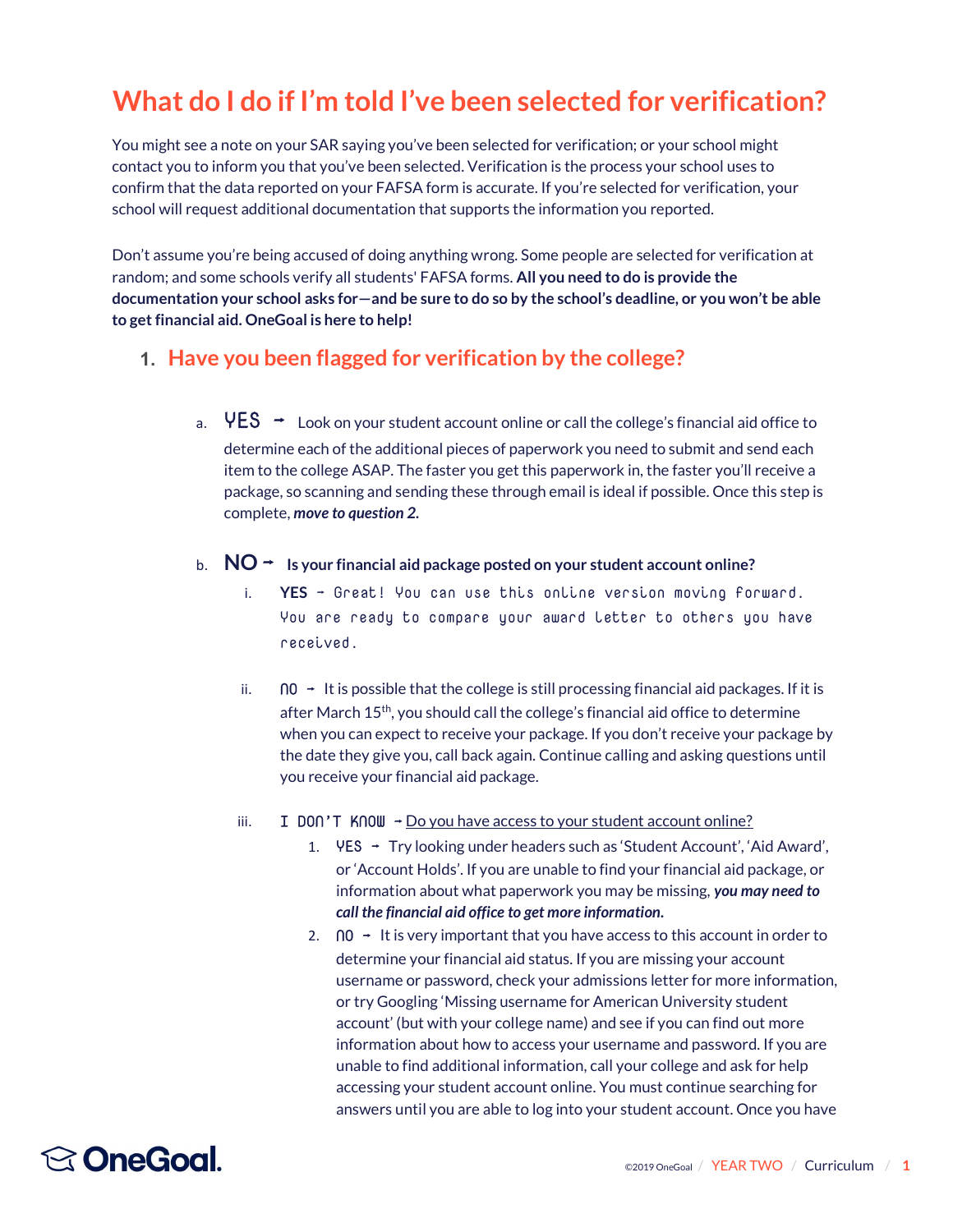# What do I do if I'm told I've been selected for verification?

You might see a note on your SAR saying you've been selected for verification; or your school might contact you to inform you that you've been selected. Verification is the process your school uses to confirm that the data reported on your FAFSA form is accurate. If you're selected for verification, your school will request additional documentation that supports the information you reported.

Don't assume you're being accused of doing anything wrong. Some people are selected for verification at random; and some schools verify all students' FAFSA forms. **All you need to do is provide the documentation your school asks for—and be sure to do so by the school's deadline, or you won't be able to get financial aid. OneGoal is here to help!**

1. ## Have you been flagged for verification by the college?

   a. **YES** → Look on your student account online or call the college's financial aid office to determine each of the additional pieces of paperwork you need to submit and send each item to the college ASAP. The faster you get this paperwork in, the faster you'll receive a package, so scanning and sending these through email is ideal if possible. Once this step is complete, ***move to question 2.***

   b. **NO** → **Is your financial aid package posted on your student account online?**

      i. **YES** → Great! You can use this online version moving forward. You are ready to compare your award letter to others you have received.

      ii. NO → It is possible that the college is still processing financial aid packages. If it is after March 15th, you should call the college's financial aid office to determine when you can expect to receive your package. If you don't receive your package by the date they give you, call back again. Continue calling and asking questions until you receive your financial aid package.

      iii. I DON'T KNOW → Do you have access to your student account online?

         1. YES → Try looking under headers such as 'Student Account', 'Aid Award', or 'Account Holds'. If you are unable to find your financial aid package, or information about what paperwork you may be missing, ***you may need to call the financial aid office to get more information.***
         2. NO → It is very important that you have access to this account in order to determine your financial aid status. If you are missing your account username or password, check your admissions letter for more information, or try Googling 'Missing username for American University student account' (but with your college name) and see if you can find out more information about how to access your username and password. If you are unable to find additional information, call your college and ask for help accessing your student account online. You must continue searching for answers until you are able to log into your student account. Once you have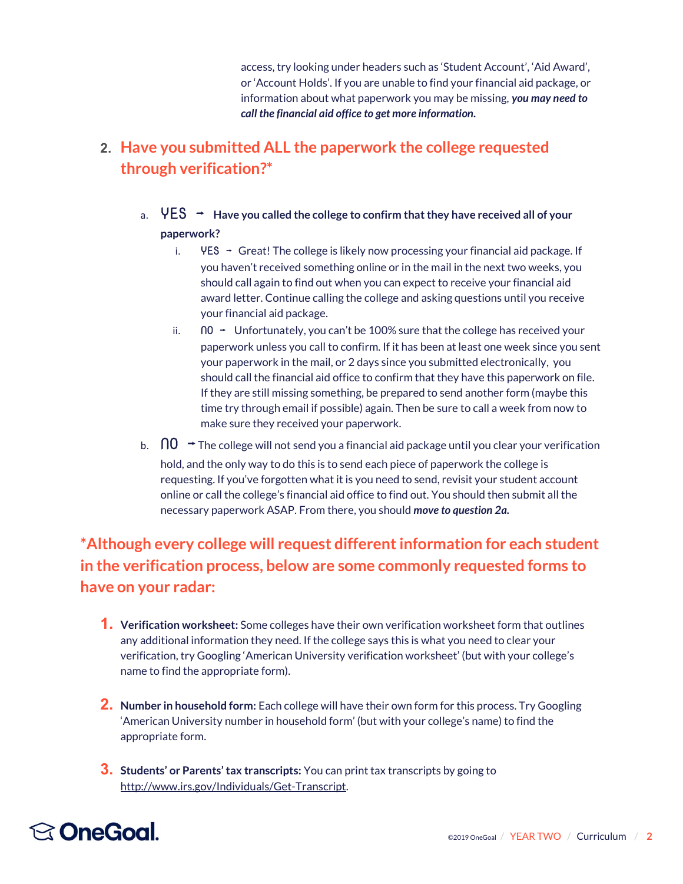access, try looking under headers such as 'Student Account', 'Aid Award', or 'Account Holds'. If you are unable to find your financial aid package, or information about what paperwork you may be missing, ***you may need to call the financial aid office to get more information.***

2. **Have you submitted ALL the paperwork the college requested through verification?***

   a. YES → **Have you called the college to confirm that they have received all of your paperwork?**

      i. YES → Great! The college is likely now processing your financial aid package. If you haven't received something online or in the mail in the next two weeks, you should call again to find out when you can expect to receive your financial aid award letter. Continue calling the college and asking questions until you receive your financial aid package.

      ii. NO → Unfortunately, you can't be 100% sure that the college has received your paperwork unless you call to confirm. If it has been at least one week since you sent your paperwork in the mail, or 2 days since you submitted electronically, you should call the financial aid office to confirm that they have this paperwork on file. If they are still missing something, be prepared to send another form (maybe this time try through email if possible) again. Then be sure to call a week from now to make sure they received your paperwork.

   b. NO → The college will not send you a financial aid package until you clear your verification hold, and the only way to do this is to send each piece of paperwork the college is requesting. If you've forgotten what it is you need to send, revisit your student account online or call the college's financial aid office to find out. You should then submit all the necessary paperwork ASAP. From there, you should ***move to question 2a.***

**\*Although every college will request different information for each student in the verification process, below are some commonly requested forms to have on your radar:**

1. **Verification worksheet:** Some colleges have their own verification worksheet form that outlines any additional information they need. If the college says this is what you need to clear your verification, try Googling 'American University verification worksheet' (but with your college's name to find the appropriate form).

2. **Number in household form:** Each college will have their own form for this process. Try Googling 'American University number in household form' (but with your college's name) to find the appropriate form.

3. **Students' or Parents' tax transcripts:** You can print tax transcripts by going to http://www.irs.gov/Individuals/Get-Transcript.